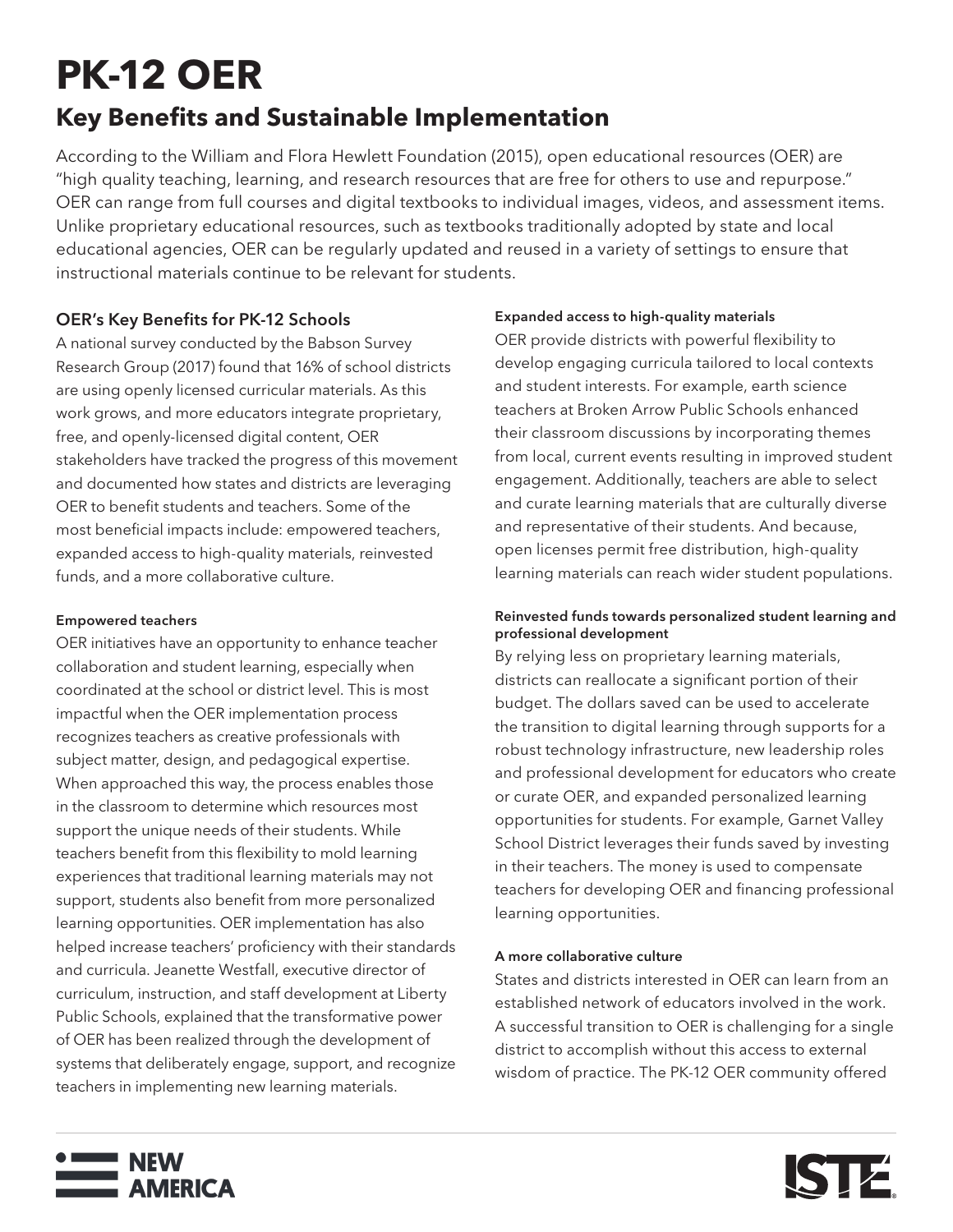# PK-12 OER

## Key Benefits and Sustainable Implementation

According to the William and Flora Hewlett Foundation (2015), open educational resources (OER) are "high quality teaching, learning, and research resources that are free for others to use and repurpose." OER can range from full courses and digital textbooks to individual images, videos, and assessment items. Unlike proprietary educational resources, such as textbooks traditionally adopted by state and local educational agencies, OER can be regularly updated and reused in a variety of settings to ensure that instructional materials continue to be relevant for students.

### OER's Key Benefits for PK-12 Schools

A national survey conducted by the Babson Survey Research Group (2017) found that 16% of school districts are using openly licensed curricular materials. As this work grows, and more educators integrate proprietary, free, and openly-licensed digital content, OER stakeholders have tracked the progress of this movement and documented how states and districts are leveraging OER to benefit students and teachers. Some of the most beneficial impacts include: empowered teachers, expanded access to high-quality materials, reinvested funds, and a more collaborative culture.

#### Empowered teachers

OER initiatives have an opportunity to enhance teacher collaboration and student learning, especially when coordinated at the school or district level. This is most impactful when the OER implementation process recognizes teachers as creative professionals with subject matter, design, and pedagogical expertise. When approached this way, the process enables those in the classroom to determine which resources most support the unique needs of their students. While teachers benefit from this flexibility to mold learning experiences that traditional learning materials may not support, students also benefit from more personalized learning opportunities. OER implementation has also helped increase teachers' proficiency with their standards and curricula. Jeanette Westfall, executive director of curriculum, instruction, and staff development at Liberty Public Schools, explained that the transformative power of OER has been realized through the development of systems that deliberately engage, support, and recognize teachers in implementing new learning materials.

#### Expanded access to high-quality materials

OER provide districts with powerful flexibility to develop engaging curricula tailored to local contexts and student interests. For example, earth science teachers at Broken Arrow Public Schools enhanced their classroom discussions by incorporating themes from local, current events resulting in improved student engagement. Additionally, teachers are able to select and curate learning materials that are culturally diverse and representative of their students. And because, open licenses permit free distribution, high-quality learning materials can reach wider student populations.

#### Reinvested funds towards personalized student learning and professional development

By relying less on proprietary learning materials, districts can reallocate a significant portion of their budget. The dollars saved can be used to accelerate the transition to digital learning through supports for a robust technology infrastructure, new leadership roles and professional development for educators who create or curate OER, and expanded personalized learning opportunities for students. For example, Garnet Valley School District leverages their funds saved by investing in their teachers. The money is used to compensate teachers for developing OER and financing professional learning opportunities.

#### A more collaborative culture

States and districts interested in OER can learn from an established network of educators involved in the work. A successful transition to OER is challenging for a single district to accomplish without this access to external wisdom of practice. The PK-12 OER community offered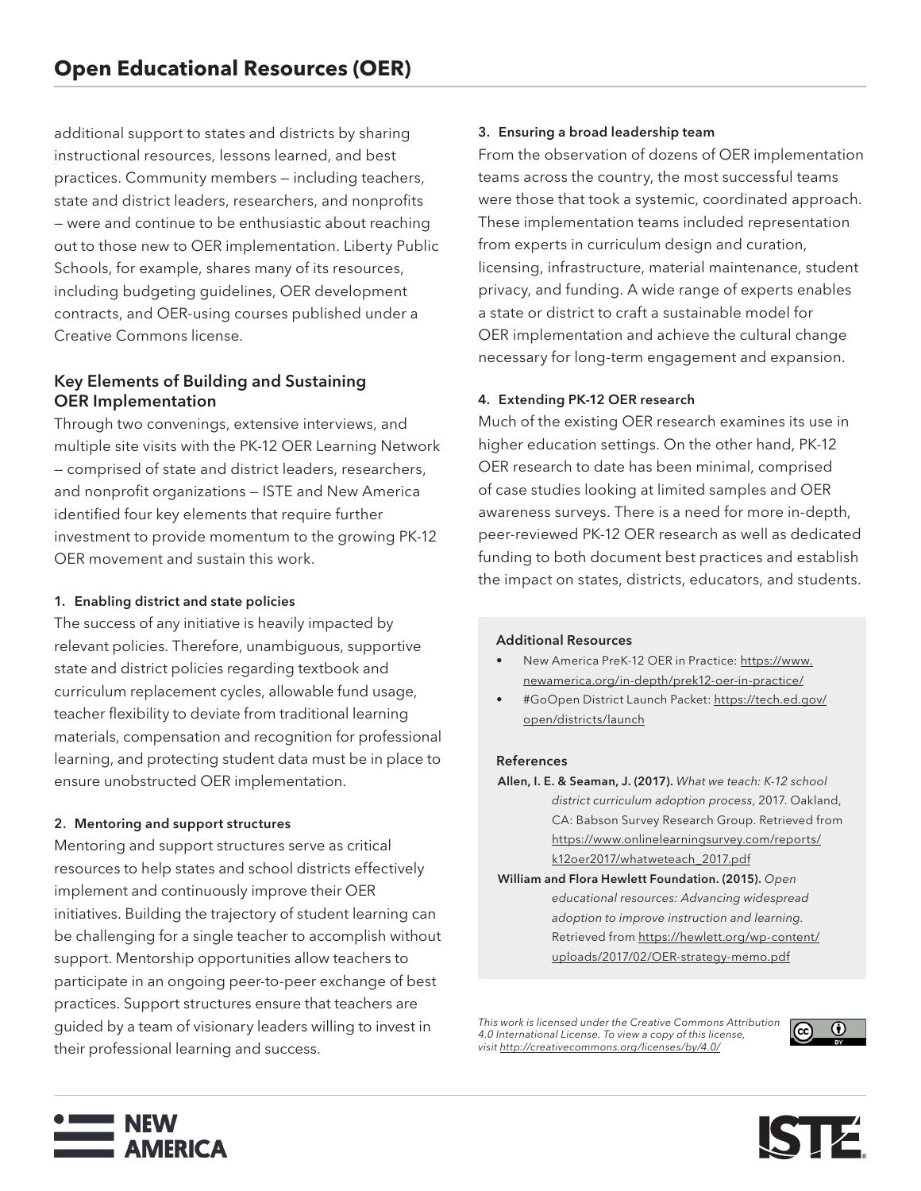additional support to states and districts by sharing instructional resources, lessons learned, and best practices. Community members — including teachers, state and district leaders, researchers, and nonprofits — were and continue to be enthusiastic about reaching out to those new to OER implementation. Liberty Public Schools, for example, shares many of its resources, including budgeting guidelines, OER development contracts, and OER-using courses published under a Creative Commons license.

## Key Elements of Building and Sustaining OER Implementation

Through two convenings, extensive interviews, and multiple site visits with the PK-12 OER Learning Network — comprised of state and district leaders, researchers, and nonprofit organizations — ISTE and New America identified four key elements that require further investment to provide momentum to the growing PK-12 OER movement and sustain this work.

### 1. Enabling district and state policies

The success of any initiative is heavily impacted by relevant policies. Therefore, unambiguous, supportive state and district policies regarding textbook and curriculum replacement cycles, allowable fund usage, teacher flexibility to deviate from traditional learning materials, compensation and recognition for professional learning, and protecting student data must be in place to ensure unobstructed OER implementation.

### 2. Mentoring and support structures

Mentoring and support structures serve as critical resources to help states and school districts effectively implement and continuously improve their OER initiatives. Building the trajectory of student learning can be challenging for a single teacher to accomplish without support. Mentorship opportunities allow teachers to participate in an ongoing peer-to-peer exchange of best practices. Support structures ensure that teachers are guided by a team of visionary leaders willing to invest in their professional learning and success.

### 3. Ensuring a broad leadership team

From the observation of dozens of OER implementation teams across the country, the most successful teams were those that took a systemic, coordinated approach. These implementation teams included representation from experts in curriculum design and curation, licensing, infrastructure, material maintenance, student privacy, and funding. A wide range of experts enables a state or district to craft a sustainable model for OER implementation and achieve the cultural change necessary for long-term engagement and expansion.

### 4. Extending PK-12 OER research

Much of the existing OER research examines its use in higher education settings. On the other hand, PK-12 OER research to date has been minimal, comprised of case studies looking at limited samples and OER awareness surveys. There is a need for more in-depth, peer-reviewed PK-12 OER research as well as dedicated funding to both document best practices and establish the impact on states, districts, educators, and students.

### Additional Resources

- New America PreK-12 OER in Practice: https://www.newamerica.org/in-depth/prek12-oer-in-practice/
- #GoOpen District Launch Packet: https://tech.ed.gov/open/districts/launch

### References

**Allen, I. E. & Seaman, J. (2017).** *What we teach: K-12 school district curriculum adoption process*, 2017. Oakland, CA: Babson Survey Research Group. Retrieved from https://www.onlinelearningsurvey.com/reports/k12oer2017/whatweteach_2017.pdf

**William and Flora Hewlett Foundation. (2015).** *Open educational resources: Advancing widespread adoption to improve instruction and learning.* Retrieved from https://hewlett.org/wp-content/uploads/2017/02/OER-strategy-memo.pdf

*This work is licensed under the Creative Commons Attribution 4.0 International License. To view a copy of this license, visit http://creativecommons.org/licenses/by/4.0/*